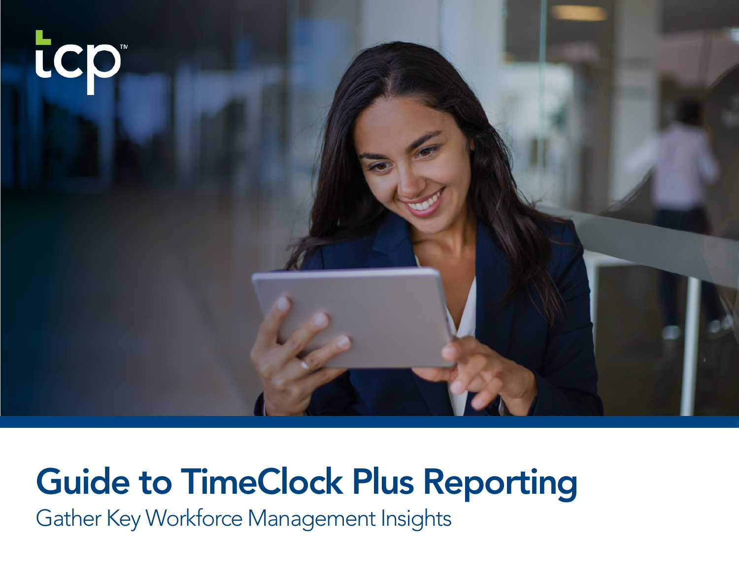# Guide to TimeClock Plus Reporting

Gather Key Workforce Management Insights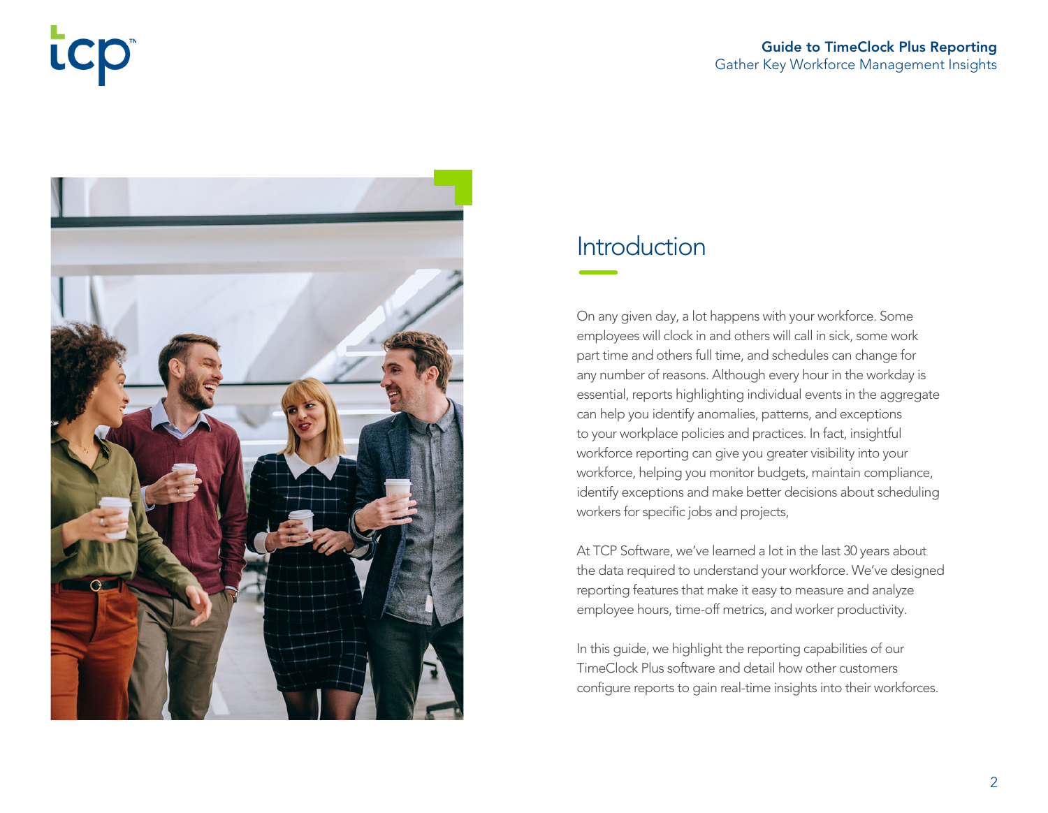# Introduction

On any given day, a lot happens with your workforce. Some employees will clock in and others will call in sick, some work part time and others full time, and schedules can change for any number of reasons. Although every hour in the workday is essential, reports highlighting individual events in the aggregate can help you identify anomalies, patterns, and exceptions to your workplace policies and practices. In fact, insightful workforce reporting can give you greater visibility into your workforce, helping you monitor budgets, maintain compliance, identify exceptions and make better decisions about scheduling workers for specific jobs and projects,

At TCP Software, we've learned a lot in the last 30 years about the data required to understand your workforce. We've designed reporting features that make it easy to measure and analyze employee hours, time-off metrics, and worker productivity.

In this guide, we highlight the reporting capabilities of our TimeClock Plus software and detail how other customers configure reports to gain real-time insights into their workforces.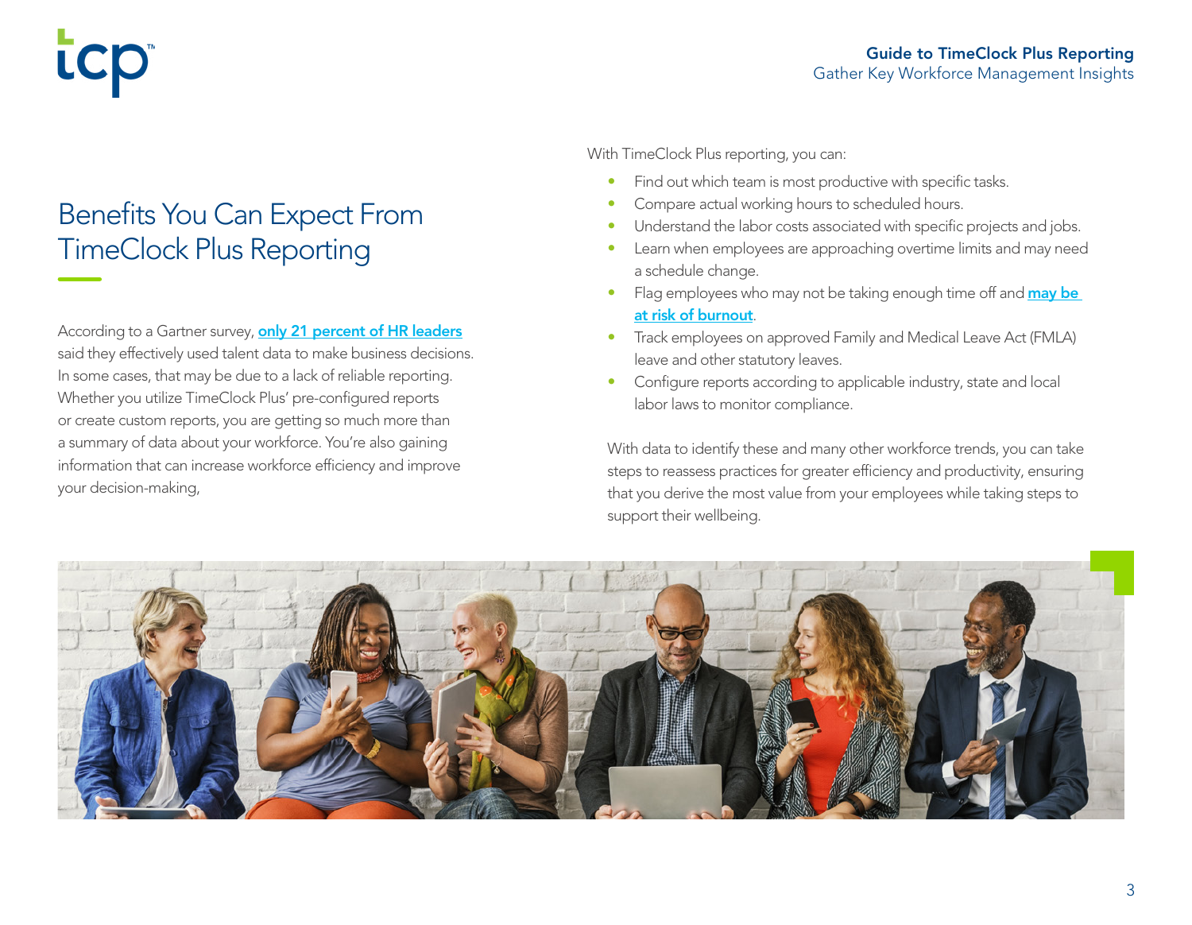# Benefits You Can Expect From TimeClock Plus Reporting

According to a Gartner survey, **only 21 percent of HR leaders** said they effectively used talent data to make business decisions. In some cases, that may be due to a lack of reliable reporting. Whether you utilize TimeClock Plus' pre-configured reports or create custom reports, you are getting so much more than a summary of data about your workforce. You're also gaining information that can increase workforce efficiency and improve your decision-making,

With TimeClock Plus reporting, you can:

- Find out which team is most productive with specific tasks.
- Compare actual working hours to scheduled hours.
- Understand the labor costs associated with specific projects and jobs.
- Learn when employees are approaching overtime limits and may need a schedule change.
- Flag employees who may not be taking enough time off and **may be at risk of burnout**.
- Track employees on approved Family and Medical Leave Act (FMLA) leave and other statutory leaves.
- Configure reports according to applicable industry, state and local labor laws to monitor compliance.

With data to identify these and many other workforce trends, you can take steps to reassess practices for greater efficiency and productivity, ensuring that you derive the most value from your employees while taking steps to support their wellbeing.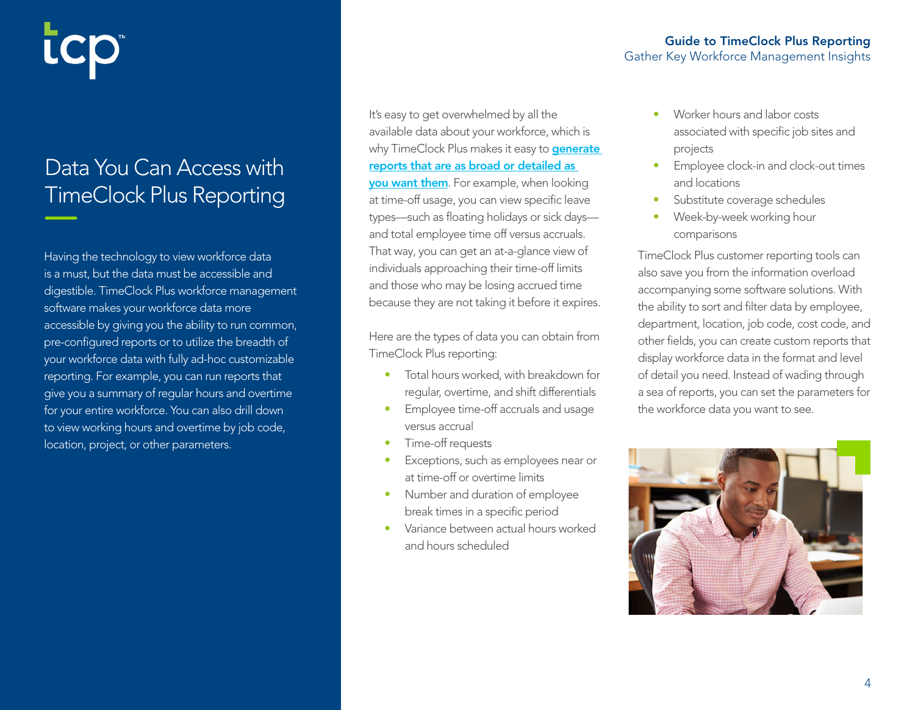# Data You Can Access with TimeClock Plus Reporting

Having the technology to view workforce data is a must, but the data must be accessible and digestible. TimeClock Plus workforce management software makes your workforce data more accessible by giving you the ability to run common, pre-configured reports or to utilize the breadth of your workforce data with fully ad-hoc customizable reporting. For example, you can run reports that give you a summary of regular hours and overtime for your entire workforce. You can also drill down to view working hours and overtime by job code, location, project, or other parameters.

It's easy to get overwhelmed by all the available data about your workforce, which is why TimeClock Plus makes it easy to **generate reports that are as broad or detailed as you want them**. For example, when looking at time-off usage, you can view specific leave types—such as floating holidays or sick days—and total employee time off versus accruals. That way, you can get an at-a-glance view of individuals approaching their time-off limits and those who may be losing accrued time because they are not taking it before it expires.

Here are the types of data you can obtain from TimeClock Plus reporting:

- Total hours worked, with breakdown for regular, overtime, and shift differentials
- Employee time-off accruals and usage versus accrual
- Time-off requests
- Exceptions, such as employees near or at time-off or overtime limits
- Number and duration of employee break times in a specific period
- Variance between actual hours worked and hours scheduled
- Worker hours and labor costs associated with specific job sites and projects
- Employee clock-in and clock-out times and locations
- Substitute coverage schedules
- Week-by-week working hour comparisons

TimeClock Plus customer reporting tools can also save you from the information overload accompanying some software solutions. With the ability to sort and filter data by employee, department, location, job code, cost code, and other fields, you can create custom reports that display workforce data in the format and level of detail you need. Instead of wading through a sea of reports, you can set the parameters for the workforce data you want to see.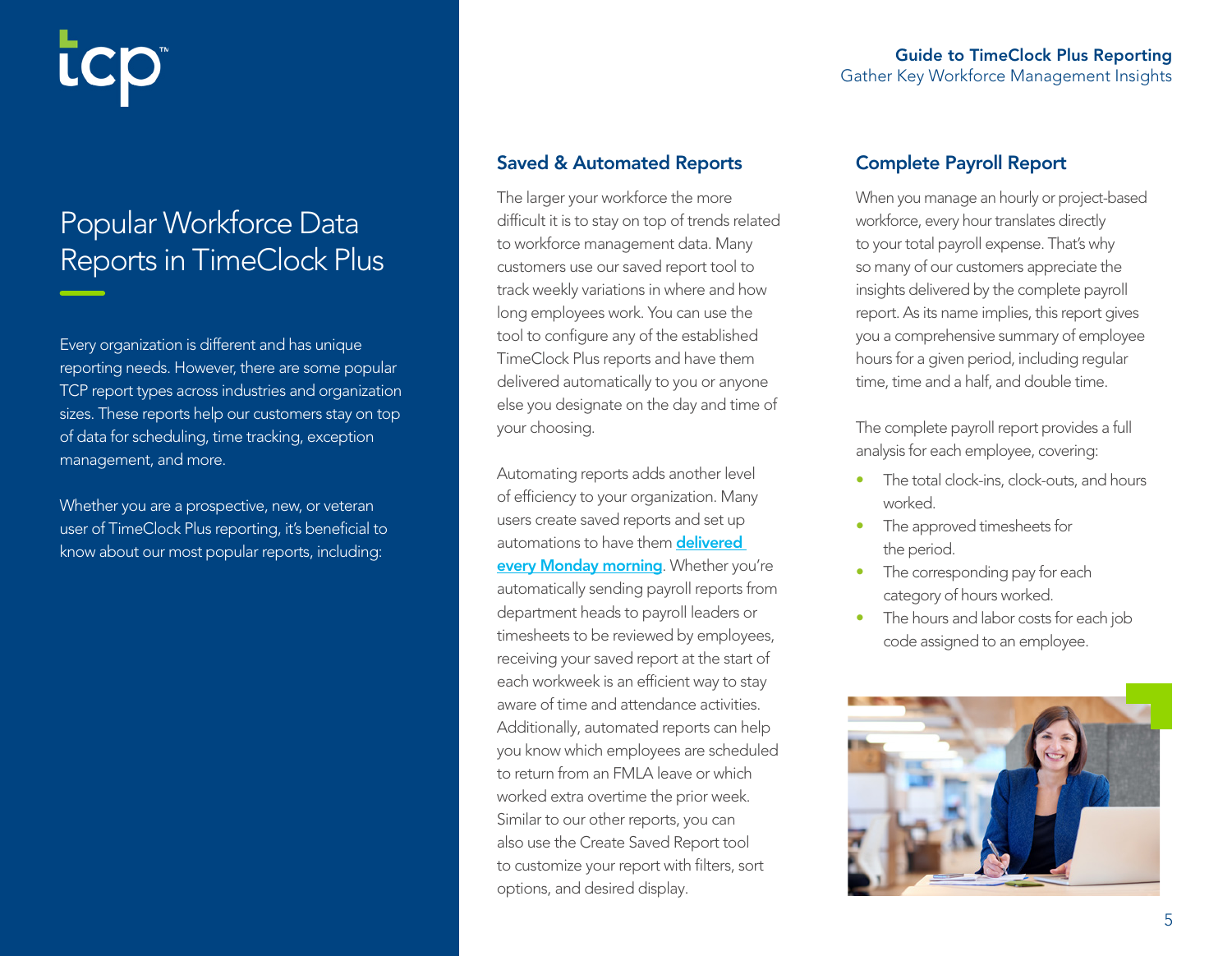# Popular Workforce Data Reports in TimeClock Plus

Every organization is different and has unique reporting needs. However, there are some popular TCP report types across industries and organization sizes. These reports help our customers stay on top of data for scheduling, time tracking, exception management, and more.

Whether you are a prospective, new, or veteran user of TimeClock Plus reporting, it's beneficial to know about our most popular reports, including:

## Saved & Automated Reports

The larger your workforce the more difficult it is to stay on top of trends related to workforce management data. Many customers use our saved report tool to track weekly variations in where and how long employees work. You can use the tool to configure any of the established TimeClock Plus reports and have them delivered automatically to you or anyone else you designate on the day and time of your choosing.

Automating reports adds another level of efficiency to your organization. Many users create saved reports and set up automations to have them **delivered every Monday morning**. Whether you're automatically sending payroll reports from department heads to payroll leaders or timesheets to be reviewed by employees, receiving your saved report at the start of each workweek is an efficient way to stay aware of time and attendance activities. Additionally, automated reports can help you know which employees are scheduled to return from an FMLA leave or which worked extra overtime the prior week. Similar to our other reports, you can also use the Create Saved Report tool to customize your report with filters, sort options, and desired display.

## Complete Payroll Report

When you manage an hourly or project-based workforce, every hour translates directly to your total payroll expense. That's why so many of our customers appreciate the insights delivered by the complete payroll report. As its name implies, this report gives you a comprehensive summary of employee hours for a given period, including regular time, time and a half, and double time.

The complete payroll report provides a full analysis for each employee, covering:

- The total clock-ins, clock-outs, and hours worked.
- The approved timesheets for the period.
- The corresponding pay for each category of hours worked.
- The hours and labor costs for each job code assigned to an employee.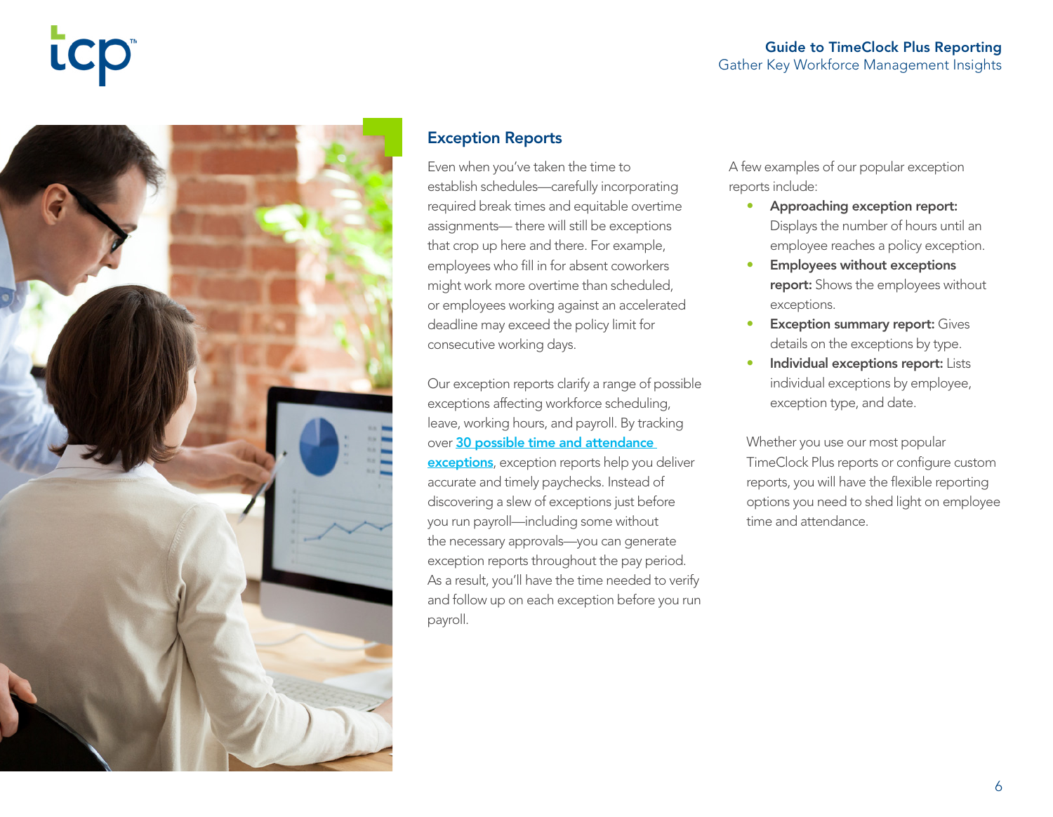## Exception Reports

Even when you've taken the time to establish schedules—carefully incorporating required break times and equitable overtime assignments— there will still be exceptions that crop up here and there. For example, employees who fill in for absent coworkers might work more overtime than scheduled, or employees working against an accelerated deadline may exceed the policy limit for consecutive working days.

Our exception reports clarify a range of possible exceptions affecting workforce scheduling, leave, working hours, and payroll. By tracking over 30 possible time and attendance exceptions, exception reports help you deliver accurate and timely paychecks. Instead of discovering a slew of exceptions just before you run payroll—including some without the necessary approvals—you can generate exception reports throughout the pay period. As a result, you'll have the time needed to verify and follow up on each exception before you run payroll.

A few examples of our popular exception reports include:

- **Approaching exception report:** Displays the number of hours until an employee reaches a policy exception.
- **Employees without exceptions report:** Shows the employees without exceptions.
- **Exception summary report:** Gives details on the exceptions by type.
- **Individual exceptions report:** Lists individual exceptions by employee, exception type, and date.

Whether you use our most popular TimeClock Plus reports or configure custom reports, you will have the flexible reporting options you need to shed light on employee time and attendance.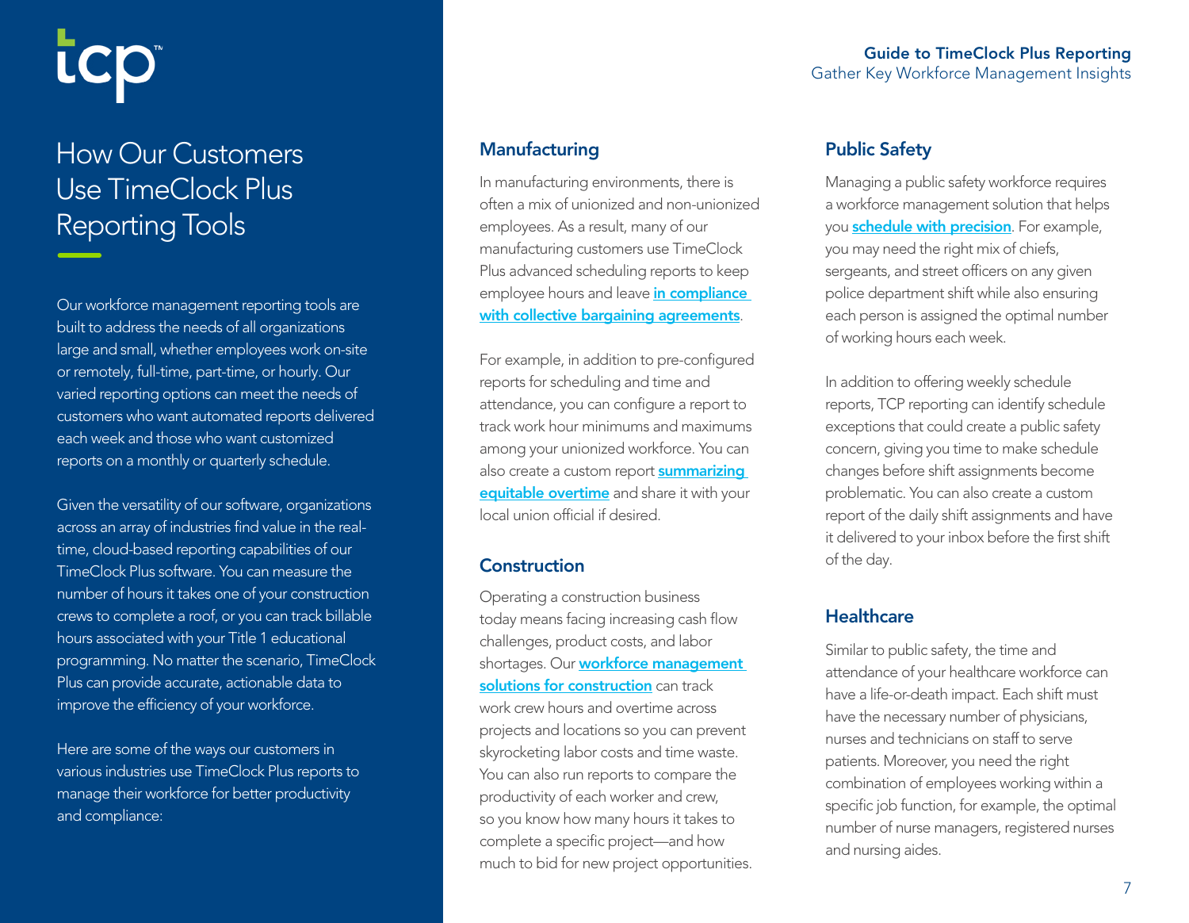# How Our Customers Use TimeClock Plus Reporting Tools

Our workforce management reporting tools are built to address the needs of all organizations large and small, whether employees work on-site or remotely, full-time, part-time, or hourly. Our varied reporting options can meet the needs of customers who want automated reports delivered each week and those who want customized reports on a monthly or quarterly schedule.

Given the versatility of our software, organizations across an array of industries find value in the real-time, cloud-based reporting capabilities of our TimeClock Plus software. You can measure the number of hours it takes one of your construction crews to complete a roof, or you can track billable hours associated with your Title 1 educational programming. No matter the scenario, TimeClock Plus can provide accurate, actionable data to improve the efficiency of your workforce.

Here are some of the ways our customers in various industries use TimeClock Plus reports to manage their workforce for better productivity and compliance:

## Manufacturing

In manufacturing environments, there is often a mix of unionized and non-unionized employees. As a result, many of our manufacturing customers use TimeClock Plus advanced scheduling reports to keep employee hours and leave **in compliance with collective bargaining agreements**.

For example, in addition to pre-configured reports for scheduling and time and attendance, you can configure a report to track work hour minimums and maximums among your unionized workforce. You can also create a custom report **summarizing equitable overtime** and share it with your local union official if desired.

## Construction

Operating a construction business today means facing increasing cash flow challenges, product costs, and labor shortages. Our **workforce management solutions for construction** can track work crew hours and overtime across projects and locations so you can prevent skyrocketing labor costs and time waste. You can also run reports to compare the productivity of each worker and crew, so you know how many hours it takes to complete a specific project—and how much to bid for new project opportunities.

## Public Safety

Managing a public safety workforce requires a workforce management solution that helps you **schedule with precision**. For example, you may need the right mix of chiefs, sergeants, and street officers on any given police department shift while also ensuring each person is assigned the optimal number of working hours each week.

In addition to offering weekly schedule reports, TCP reporting can identify schedule exceptions that could create a public safety concern, giving you time to make schedule changes before shift assignments become problematic. You can also create a custom report of the daily shift assignments and have it delivered to your inbox before the first shift of the day.

## Healthcare

Similar to public safety, the time and attendance of your healthcare workforce can have a life-or-death impact. Each shift must have the necessary number of physicians, nurses and technicians on staff to serve patients. Moreover, you need the right combination of employees working within a specific job function, for example, the optimal number of nurse managers, registered nurses and nursing aides.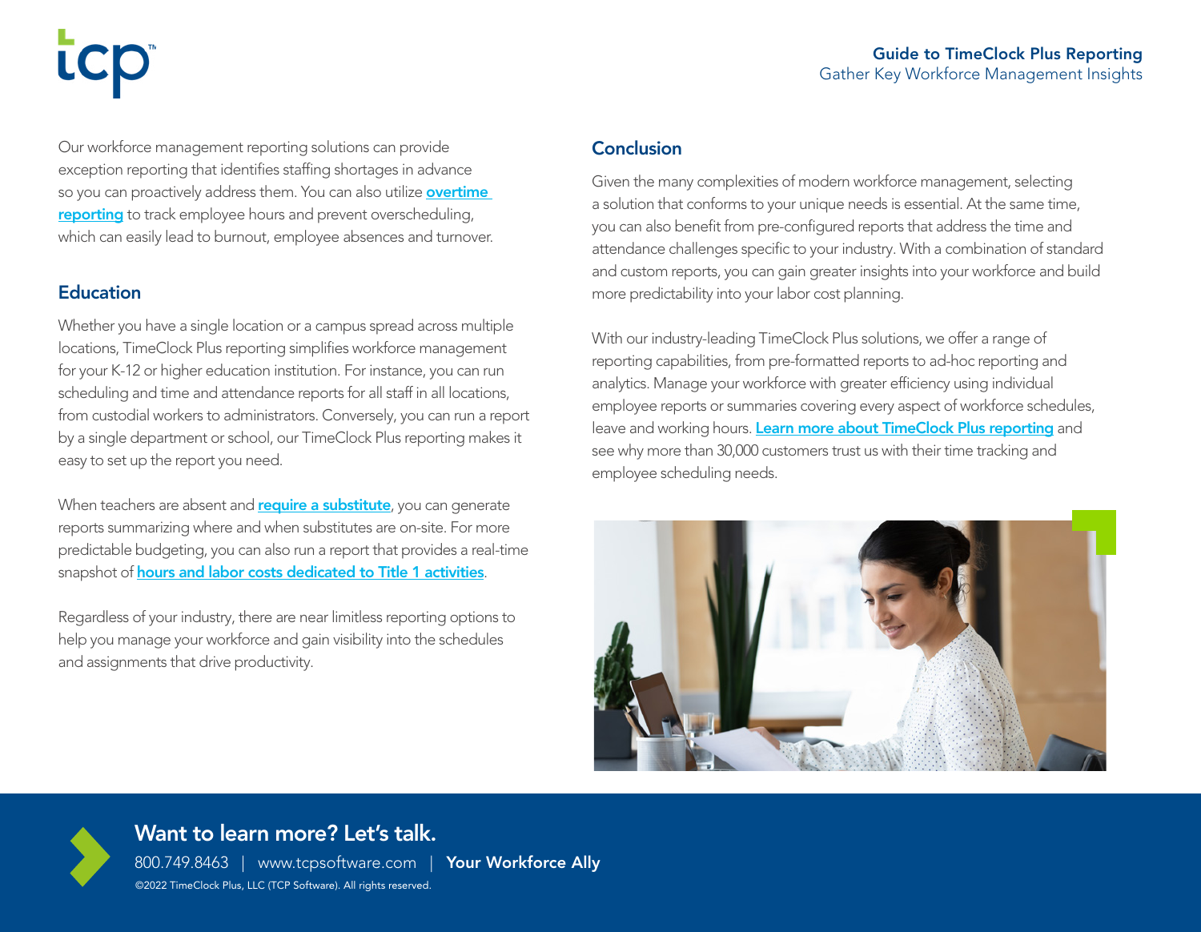Our workforce management reporting solutions can provide exception reporting that identifies staffing shortages in advance so you can proactively address them. You can also utilize **overtime reporting** to track employee hours and prevent overscheduling, which can easily lead to burnout, employee absences and turnover.

## Education

Whether you have a single location or a campus spread across multiple locations, TimeClock Plus reporting simplifies workforce management for your K-12 or higher education institution. For instance, you can run scheduling and time and attendance reports for all staff in all locations, from custodial workers to administrators. Conversely, you can run a report by a single department or school, our TimeClock Plus reporting makes it easy to set up the report you need.

When teachers are absent and **require a substitute**, you can generate reports summarizing where and when substitutes are on-site. For more predictable budgeting, you can also run a report that provides a real-time snapshot of **hours and labor costs dedicated to Title 1 activities**.

Regardless of your industry, there are near limitless reporting options to help you manage your workforce and gain visibility into the schedules and assignments that drive productivity.

## Conclusion

Given the many complexities of modern workforce management, selecting a solution that conforms to your unique needs is essential. At the same time, you can also benefit from pre-configured reports that address the time and attendance challenges specific to your industry. With a combination of standard and custom reports, you can gain greater insights into your workforce and build more predictability into your labor cost planning.

With our industry-leading TimeClock Plus solutions, we offer a range of reporting capabilities, from pre-formatted reports to ad-hoc reporting and analytics. Manage your workforce with greater efficiency using individual employee reports or summaries covering every aspect of workforce schedules, leave and working hours. **Learn more about TimeClock Plus reporting** and see why more than 30,000 customers trust us with their time tracking and employee scheduling needs.

**Want to learn more? Let's talk.**

800.749.8463 | www.tcpsoftware.com | **Your Workforce Ally**

©2022 TimeClock Plus, LLC (TCP Software). All rights reserved.